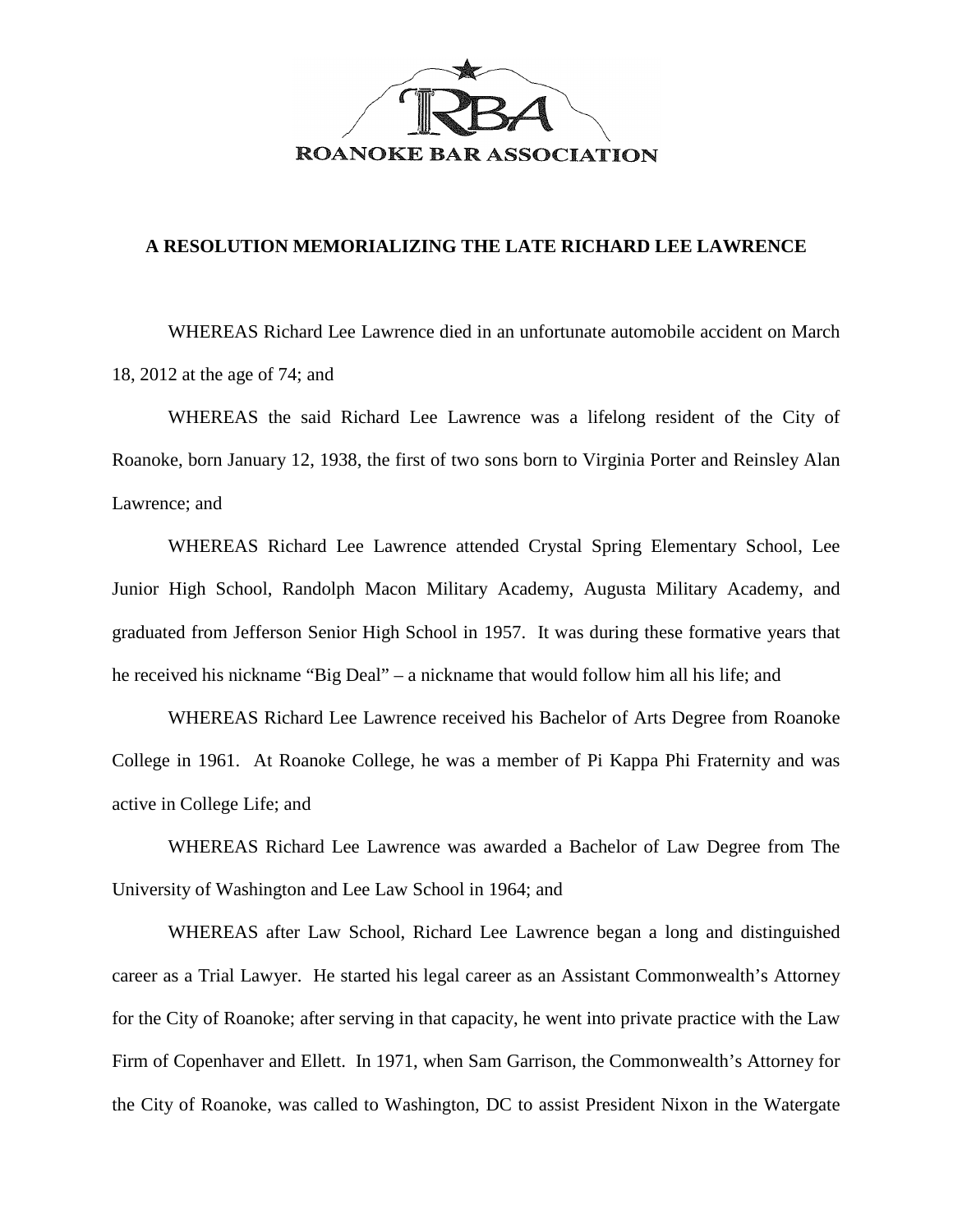ROANOKE BAR ASSOCIATION

**A RESOLUTION MEMORIALIZING THE LATE RICHARD LEE LAWRENCE**

WHEREAS Richard Lee Lawrence died in an unfortunate automobile accident on March 18, 2012 at the age of 74; and

WHEREAS the said Richard Lee Lawrence was a lifelong resident of the City of Roanoke, born January 12, 1938, the first of two sons born to Virginia Porter and Reinsley Alan Lawrence; and

WHEREAS Richard Lee Lawrence attended Crystal Spring Elementary School, Lee Junior High School, Randolph Macon Military Academy, Augusta Military Academy, and graduated from Jefferson Senior High School in 1957. It was during these formative years that he received his nickname "Big Deal" – a nickname that would follow him all his life; and

WHEREAS Richard Lee Lawrence received his Bachelor of Arts Degree from Roanoke College in 1961. At Roanoke College, he was a member of Pi Kappa Phi Fraternity and was active in College Life; and

WHEREAS Richard Lee Lawrence was awarded a Bachelor of Law Degree from The University of Washington and Lee Law School in 1964; and

WHEREAS after Law School, Richard Lee Lawrence began a long and distinguished career as a Trial Lawyer. He started his legal career as an Assistant Commonwealth's Attorney for the City of Roanoke; after serving in that capacity, he went into private practice with the Law Firm of Copenhaver and Ellett. In 1971, when Sam Garrison, the Commonwealth's Attorney for the City of Roanoke, was called to Washington, DC to assist President Nixon in the Watergate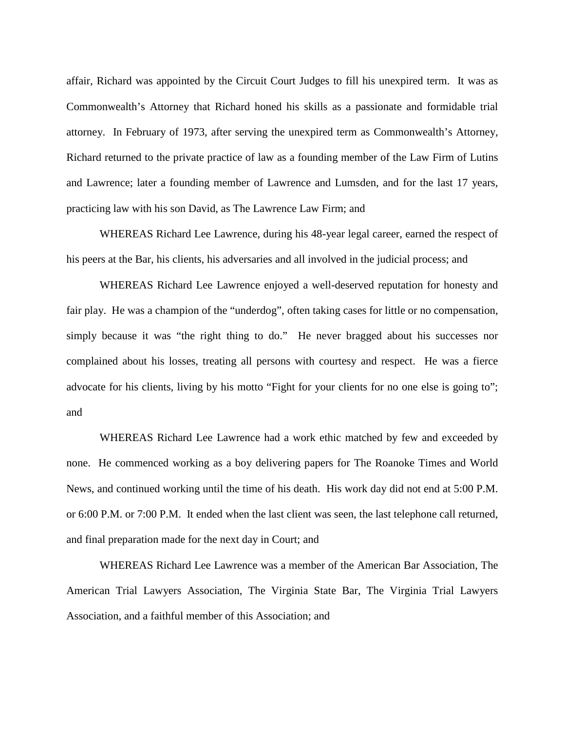affair, Richard was appointed by the Circuit Court Judges to fill his unexpired term. It was as Commonwealth's Attorney that Richard honed his skills as a passionate and formidable trial attorney. In February of 1973, after serving the unexpired term as Commonwealth's Attorney, Richard returned to the private practice of law as a founding member of the Law Firm of Lutins and Lawrence; later a founding member of Lawrence and Lumsden, and for the last 17 years, practicing law with his son David, as The Lawrence Law Firm; and

WHEREAS Richard Lee Lawrence, during his 48-year legal career, earned the respect of his peers at the Bar, his clients, his adversaries and all involved in the judicial process; and

WHEREAS Richard Lee Lawrence enjoyed a well-deserved reputation for honesty and fair play. He was a champion of the "underdog", often taking cases for little or no compensation, simply because it was "the right thing to do." He never bragged about his successes nor complained about his losses, treating all persons with courtesy and respect. He was a fierce advocate for his clients, living by his motto "Fight for your clients for no one else is going to"; and

WHEREAS Richard Lee Lawrence had a work ethic matched by few and exceeded by none. He commenced working as a boy delivering papers for The Roanoke Times and World News, and continued working until the time of his death. His work day did not end at 5:00 P.M. or 6:00 P.M. or 7:00 P.M. It ended when the last client was seen, the last telephone call returned, and final preparation made for the next day in Court; and

WHEREAS Richard Lee Lawrence was a member of the American Bar Association, The American Trial Lawyers Association, The Virginia State Bar, The Virginia Trial Lawyers Association, and a faithful member of this Association; and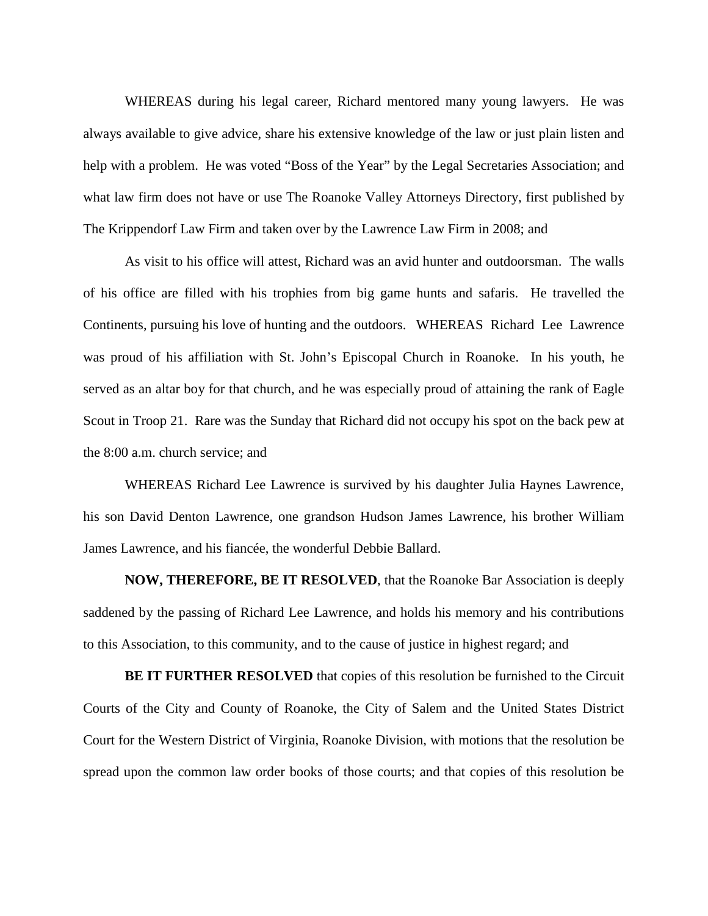WHEREAS during his legal career, Richard mentored many young lawyers. He was always available to give advice, share his extensive knowledge of the law or just plain listen and help with a problem. He was voted "Boss of the Year" by the Legal Secretaries Association; and what law firm does not have or use The Roanoke Valley Attorneys Directory, first published by The Krippendorf Law Firm and taken over by the Lawrence Law Firm in 2008; and

As visit to his office will attest, Richard was an avid hunter and outdoorsman. The walls of his office are filled with his trophies from big game hunts and safaris. He travelled the Continents, pursuing his love of hunting and the outdoors. WHEREAS Richard Lee Lawrence was proud of his affiliation with St. John's Episcopal Church in Roanoke. In his youth, he served as an altar boy for that church, and he was especially proud of attaining the rank of Eagle Scout in Troop 21. Rare was the Sunday that Richard did not occupy his spot on the back pew at the 8:00 a.m. church service; and

WHEREAS Richard Lee Lawrence is survived by his daughter Julia Haynes Lawrence, his son David Denton Lawrence, one grandson Hudson James Lawrence, his brother William James Lawrence, and his fiancée, the wonderful Debbie Ballard.

**NOW, THEREFORE, BE IT RESOLVED**, that the Roanoke Bar Association is deeply saddened by the passing of Richard Lee Lawrence, and holds his memory and his contributions to this Association, to this community, and to the cause of justice in highest regard; and

**BE IT FURTHER RESOLVED** that copies of this resolution be furnished to the Circuit Courts of the City and County of Roanoke, the City of Salem and the United States District Court for the Western District of Virginia, Roanoke Division, with motions that the resolution be spread upon the common law order books of those courts; and that copies of this resolution be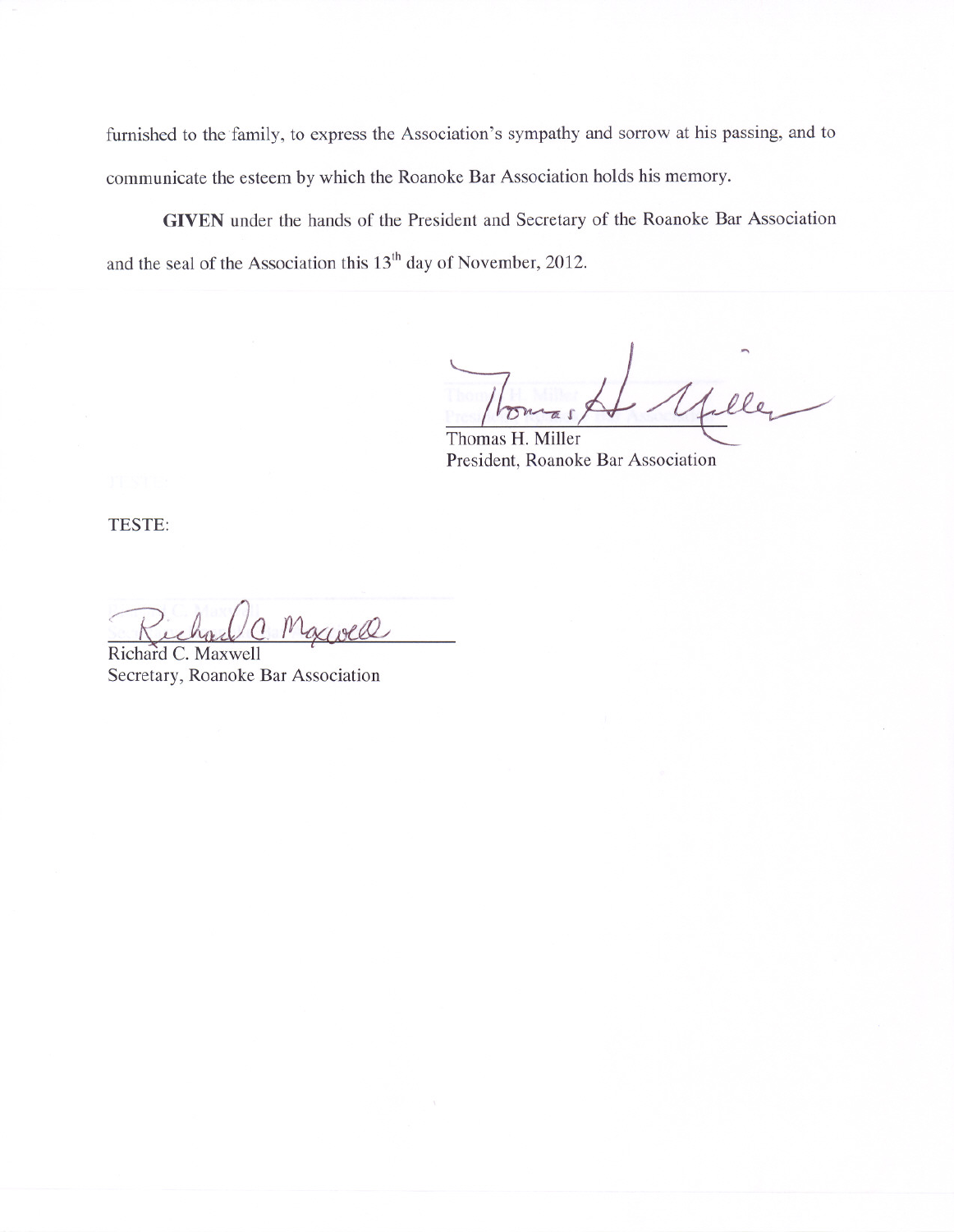furnished to the family, to express the Association's sympathy and sorrow at his passing, and to communicate the esteem by which the Roanoke Bar Association holds his memory.

**GIVEN** under the hands of the President and Secretary of the Roanoke Bar Association and the seal of the Association this 13th day of November, 2012.

Thomas H. Miller
President, Roanoke Bar Association

TESTE:

Richard C. Maxwell
Secretary, Roanoke Bar Association